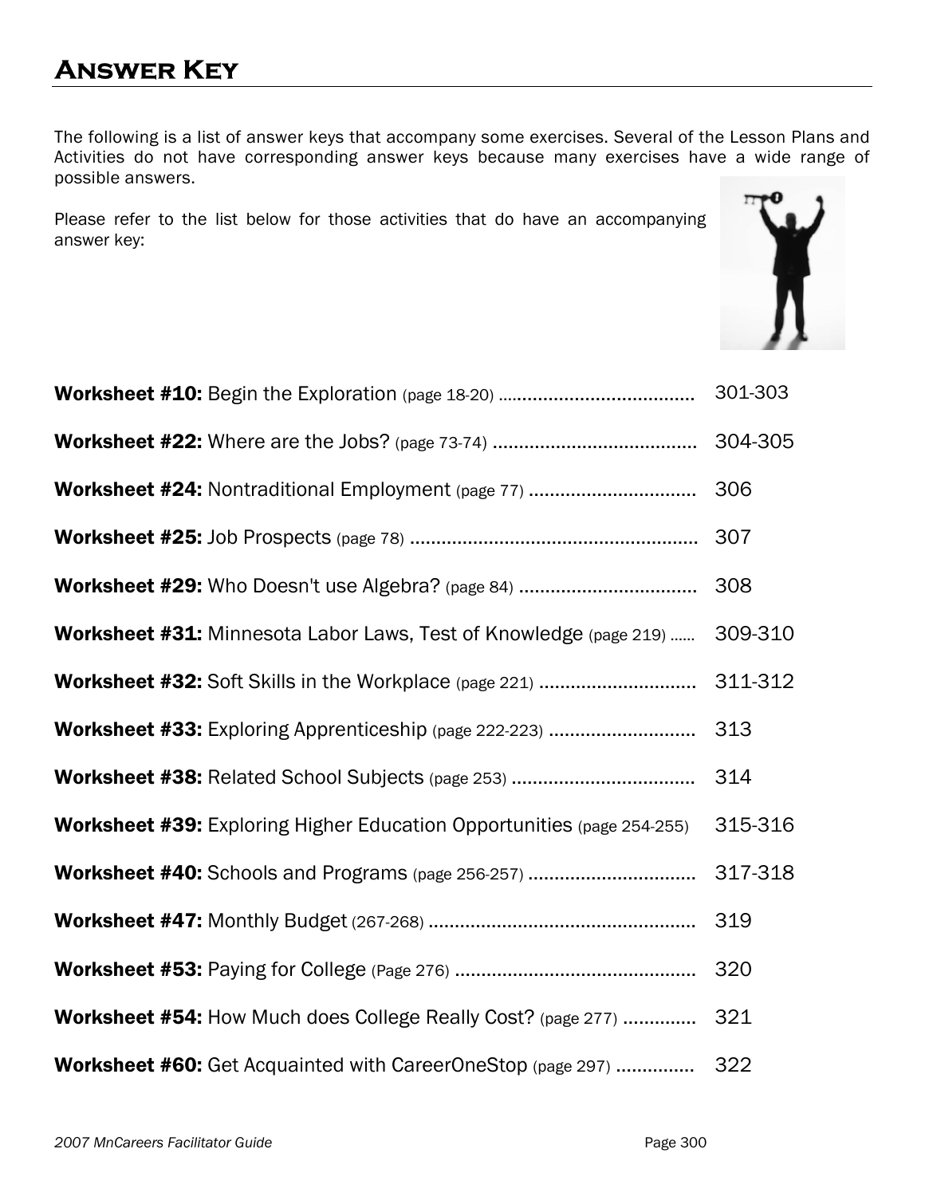# Answer Key

The following is a list of answer keys that accompany some exercises. Several of the Lesson Plans and Activities do not have corresponding answer keys because many exercises have a wide range of possible answers.

Please refer to the list below for those activities that do have an accompanying answer key:

**Worksheet #10:** Begin the Exploration (page 18-20) ...................................... 301-303

**Worksheet #22:** Where are the Jobs? (page 73-74) ...................................... 304-305

**Worksheet #24:** Nontraditional Employment (page 77) ................................ 306

**Worksheet #25:** Job Prospects (page 78) ....................................................... 307

**Worksheet #29:** Who Doesn't use Algebra? (page 84) .................................. 308

**Worksheet #31:** Minnesota Labor Laws, Test of Knowledge (page 219) ...... 309-310

**Worksheet #32:** Soft Skills in the Workplace (page 221) .............................. 311-312

**Worksheet #33:** Exploring Apprenticeship (page 222-223) ............................ 313

**Worksheet #38:** Related School Subjects (page 253) ................................... 314

**Worksheet #39:** Exploring Higher Education Opportunities (page 254-255) 315-316

**Worksheet #40:** Schools and Programs (page 256-257) ................................ 317-318

**Worksheet #47:** Monthly Budget (267-268) .................................................. 319

**Worksheet #53:** Paying for College (Page 276) ............................................. 320

**Worksheet #54:** How Much does College Really Cost? (page 277) .............. 321

**Worksheet #60:** Get Acquainted with CareerOneStop (page 297) ............... 322

*2007 MnCareers Facilitator Guide*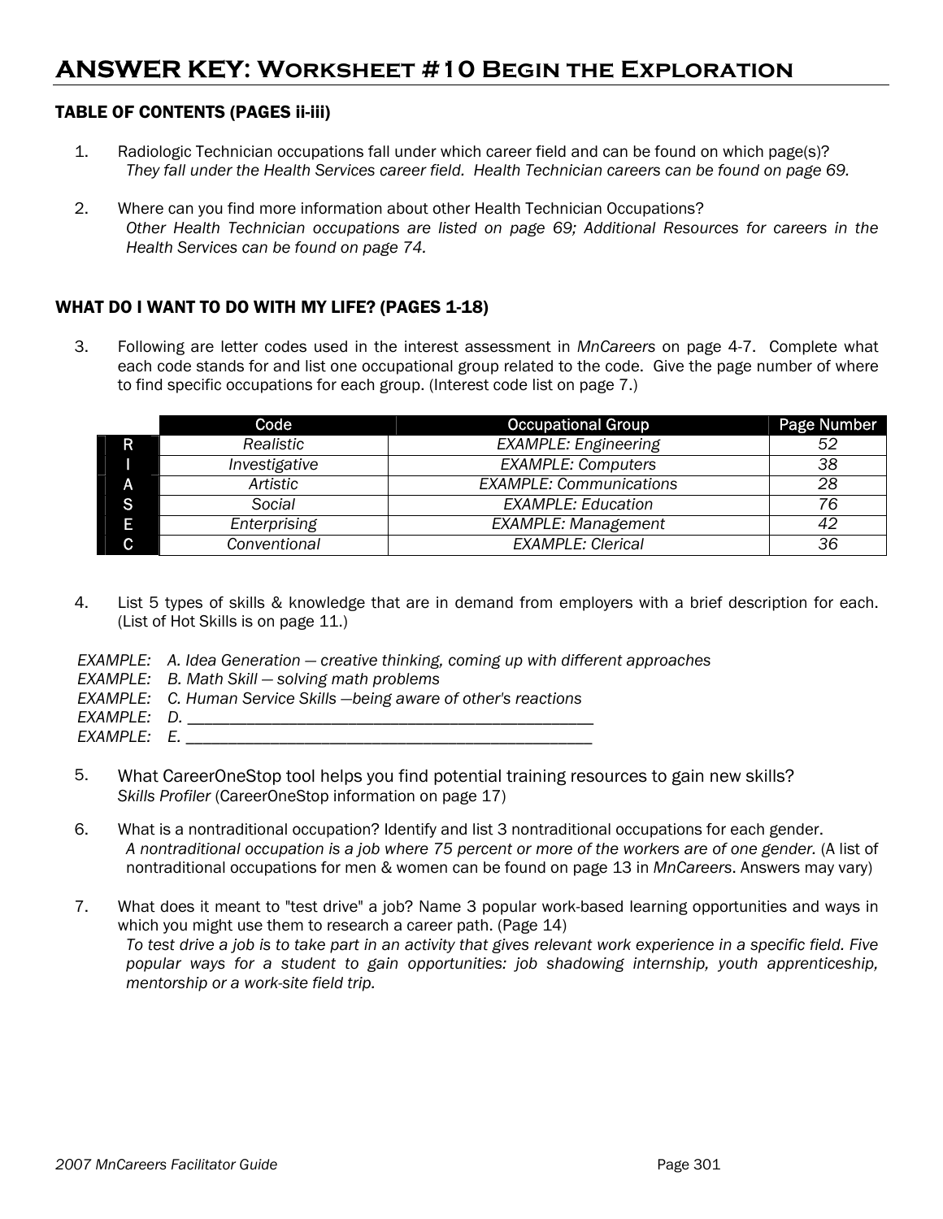# ANSWER KEY: Worksheet #10 Begin the Exploration

## TABLE OF CONTENTS (PAGES ii-iii)

1. Radiologic Technician occupations fall under which career field and can be found on which page(s)?
   *They fall under the Health Services career field. Health Technician careers can be found on page 69.*

2. Where can you find more information about other Health Technician Occupations?
   *Other Health Technician occupations are listed on page 69; Additional Resources for careers in the Health Services can be found on page 74.*

## WHAT DO I WANT TO DO WITH MY LIFE? (PAGES 1-18)

3. Following are letter codes used in the interest assessment in *MnCareers* on page 4-7. Complete what each code stands for and list one occupational group related to the code. Give the page number of where to find specific occupations for each group. (Interest code list on page 7.)

| | Code | Occupational Group | Page Number |
|---|---|---|---|
| R | *Realistic* | *EXAMPLE: Engineering* | *52* |
| I | *Investigative* | *EXAMPLE: Computers* | *38* |
| A | *Artistic* | *EXAMPLE: Communications* | *28* |
| S | *Social* | *EXAMPLE: Education* | *76* |
| E | *Enterprising* | *EXAMPLE: Management* | *42* |
| C | *Conventional* | *EXAMPLE: Clerical* | *36* |

4. List 5 types of skills & knowledge that are in demand from employers with a brief description for each. (List of Hot Skills is on page 11.)

*EXAMPLE: A. Idea Generation — creative thinking, coming up with different approaches*
*EXAMPLE: B. Math Skill — solving math problems*
*EXAMPLE: C. Human Service Skills —being aware of other's reactions*
*EXAMPLE: D. ______________________________________________*
*EXAMPLE: E. ______________________________________________*

5. What CareerOneStop tool helps you find potential training resources to gain new skills?
   *Skills Profiler* (CareerOneStop information on page 17)

6. What is a nontraditional occupation? Identify and list 3 nontraditional occupations for each gender.
   *A nontraditional occupation is a job where 75 percent or more of the workers are of one gender.* (A list of nontraditional occupations for men & women can be found on page 13 in *MnCareers*. Answers may vary)

7. What does it meant to "test drive" a job? Name 3 popular work-based learning opportunities and ways in which you might use them to research a career path. (Page 14)
   *To test drive a job is to take part in an activity that gives relevant work experience in a specific field. Five popular ways for a student to gain opportunities: job shadowing internship, youth apprenticeship, mentorship or a work-site field trip.*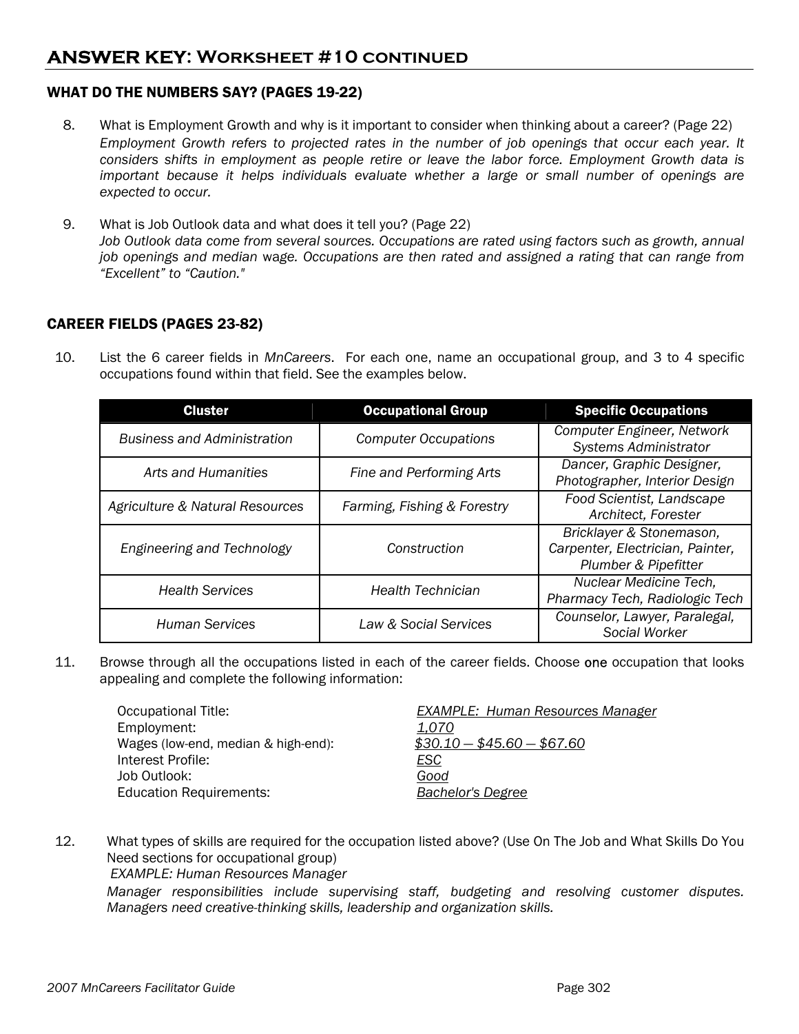# ANSWER KEY: Worksheet #10 continued

### WHAT DO THE NUMBERS SAY? (PAGES 19-22)

8. What is Employment Growth and why is it important to consider when thinking about a career? (Page 22)
   *Employment Growth refers to projected rates in the number of job openings that occur each year. It considers shifts in employment as people retire or leave the labor force. Employment Growth data is important because it helps individuals evaluate whether a large or small number of openings are expected to occur.*

9. What is Job Outlook data and what does it tell you? (Page 22)
   *Job Outlook data come from several sources. Occupations are rated using factors such as growth, annual job openings and median wage. Occupations are then rated and assigned a rating that can range from "Excellent" to "Caution."*

### CAREER FIELDS (PAGES 23-82)

10. List the 6 career fields in *MnCareers*. For each one, name an occupational group, and 3 to 4 specific occupations found within that field. See the examples below.

| Cluster | Occupational Group | Specific Occupations |
|---|---|---|
| *Business and Administration* | *Computer Occupations* | *Computer Engineer, Network Systems Administrator* |
| *Arts and Humanities* | *Fine and Performing Arts* | *Dancer, Graphic Designer, Photographer, Interior Design* |
| *Agriculture & Natural Resources* | *Farming, Fishing & Forestry* | *Food Scientist, Landscape Architect, Forester* |
| *Engineering and Technology* | *Construction* | *Bricklayer & Stonemason, Carpenter, Electrician, Painter, Plumber & Pipefitter* |
| *Health Services* | *Health Technician* | *Nuclear Medicine Tech, Pharmacy Tech, Radiologic Tech* |
| *Human Services* | *Law & Social Services* | *Counselor, Lawyer, Paralegal, Social Worker* |

11. Browse through all the occupations listed in each of the career fields. Choose one occupation that looks appealing and complete the following information:

    Occupational Title: *EXAMPLE: Human Resources Manager*
    Employment: *1,070*
    Wages (low-end, median & high-end): *$30.10 – $45.60 – $67.60*
    Interest Profile: *ESC*
    Job Outlook: *Good*
    Education Requirements: *Bachelor's Degree*

12. What types of skills are required for the occupation listed above? (Use On The Job and What Skills Do You Need sections for occupational group)
    *EXAMPLE: Human Resources Manager*
    *Manager responsibilities include supervising staff, budgeting and resolving customer disputes. Managers need creative-thinking skills, leadership and organization skills.*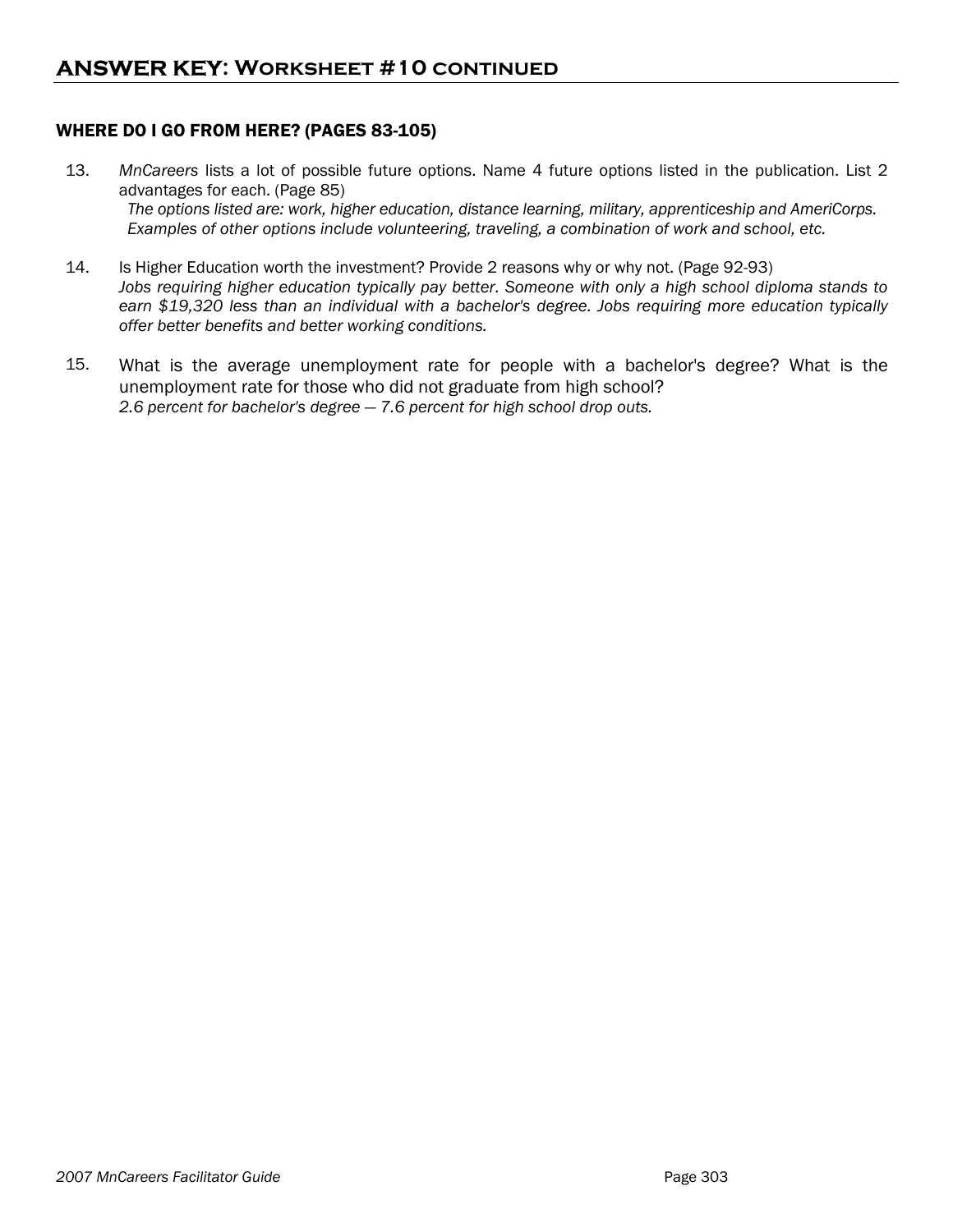# ANSWER KEY: Worksheet #10 continued

## WHERE DO I GO FROM HERE? (PAGES 83-105)

13. *MnCareers* lists a lot of possible future options. Name 4 future options listed in the publication. List 2 advantages for each. (Page 85)
    *The options listed are: work, higher education, distance learning, military, apprenticeship and AmeriCorps. Examples of other options include volunteering, traveling, a combination of work and school, etc.*

14. Is Higher Education worth the investment? Provide 2 reasons why or why not. (Page 92-93)
    *Jobs requiring higher education typically pay better. Someone with only a high school diploma stands to earn $19,320 less than an individual with a bachelor's degree. Jobs requiring more education typically offer better benefits and better working conditions.*

15. What is the average unemployment rate for people with a bachelor's degree? What is the unemployment rate for those who did not graduate from high school?
    *2.6 percent for bachelor's degree — 7.6 percent for high school drop outs.*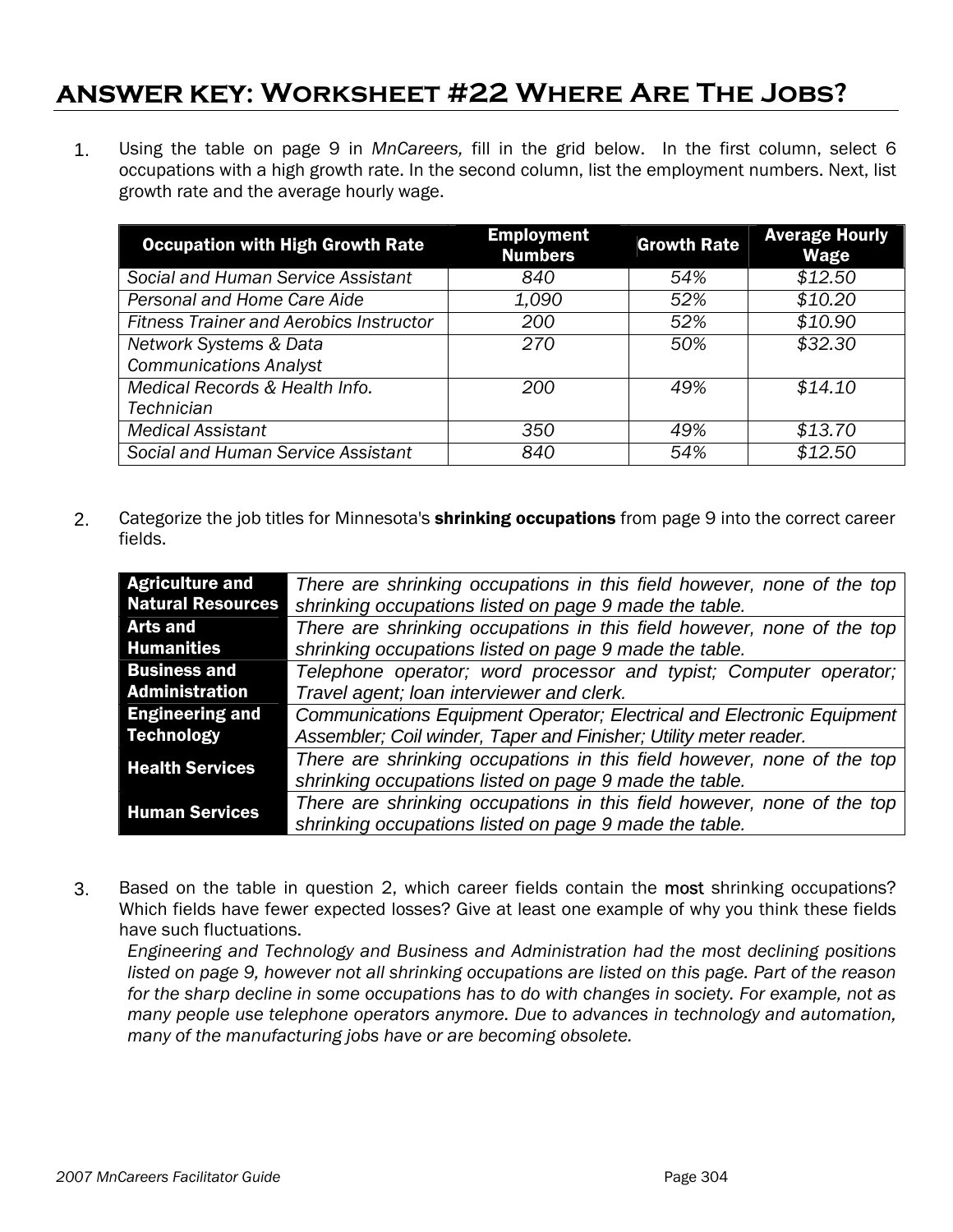# ANSWER KEY: Worksheet #22 Where Are The Jobs?

1. Using the table on page 9 in *MnCareers,* fill in the grid below. In the first column, select 6 occupations with a high growth rate. In the second column, list the employment numbers. Next, list growth rate and the average hourly wage.

| Occupation with High Growth Rate | Employment Numbers | Growth Rate | Average Hourly Wage |
|---|---|---|---|
| *Social and Human Service Assistant* | *840* | *54%* | *$12.50* |
| *Personal and Home Care Aide* | *1,090* | *52%* | *$10.20* |
| *Fitness Trainer and Aerobics Instructor* | *200* | *52%* | *$10.90* |
| *Network Systems & Data Communications Analyst* | *270* | *50%* | *$32.30* |
| *Medical Records & Health Info. Technician* | *200* | *49%* | *$14.10* |
| *Medical Assistant* | *350* | *49%* | *$13.70* |
| *Social and Human Service Assistant* | *840* | *54%* | *$12.50* |

2. Categorize the job titles for Minnesota's **shrinking occupations** from page 9 into the correct career fields.

| | |
|---|---|
| **Agriculture and Natural Resources** | *There are shrinking occupations in this field however, none of the top shrinking occupations listed on page 9 made the table.* |
| **Arts and Humanities** | *There are shrinking occupations in this field however, none of the top shrinking occupations listed on page 9 made the table.* |
| **Business and Administration** | *Telephone operator; word processor and typist; Computer operator; Travel agent; loan interviewer and clerk.* |
| **Engineering and Technology** | *Communications Equipment Operator; Electrical and Electronic Equipment Assembler; Coil winder, Taper and Finisher; Utility meter reader.* |
| **Health Services** | *There are shrinking occupations in this field however, none of the top shrinking occupations listed on page 9 made the table.* |
| **Human Services** | *There are shrinking occupations in this field however, none of the top shrinking occupations listed on page 9 made the table.* |

3. Based on the table in question 2, which career fields contain the most shrinking occupations? Which fields have fewer expected losses? Give at least one example of why you think these fields have such fluctuations.

   *Engineering and Technology and Business and Administration had the most declining positions listed on page 9, however not all shrinking occupations are listed on this page. Part of the reason for the sharp decline in some occupations has to do with changes in society. For example, not as many people use telephone operators anymore. Due to advances in technology and automation, many of the manufacturing jobs have or are becoming obsolete.*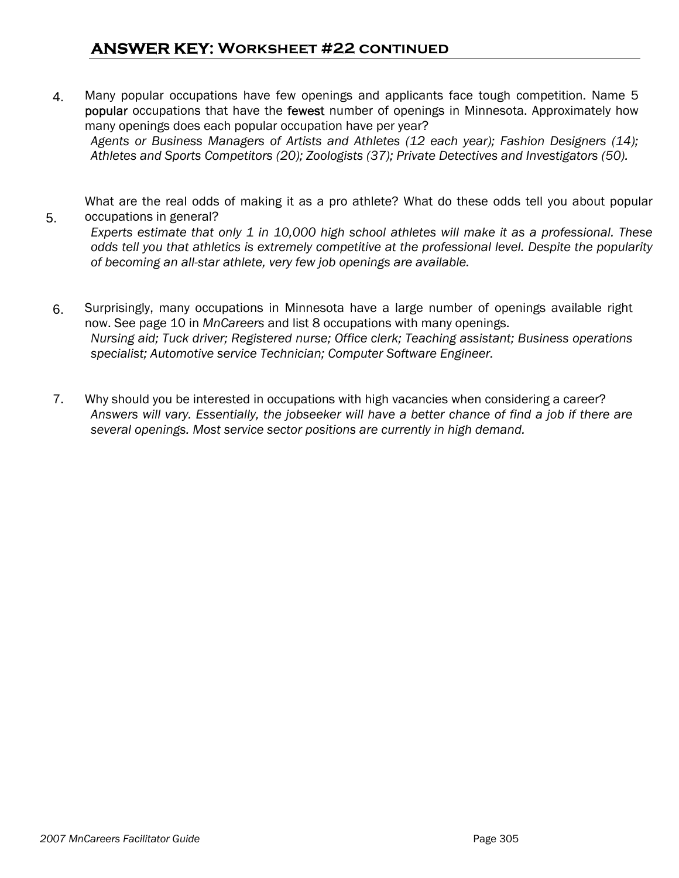## ANSWER KEY: Worksheet #22 continued

4. Many popular occupations have few openings and applicants face tough competition. Name 5 **popular** occupations that have the **fewest** number of openings in Minnesota. Approximately how many openings does each popular occupation have per year?
   *Agents or Business Managers of Artists and Athletes (12 each year); Fashion Designers (14); Athletes and Sports Competitors (20); Zoologists (37); Private Detectives and Investigators (50).*

5. What are the real odds of making it as a pro athlete? What do these odds tell you about popular occupations in general?
   *Experts estimate that only 1 in 10,000 high school athletes will make it as a professional. These odds tell you that athletics is extremely competitive at the professional level. Despite the popularity of becoming an all-star athlete, very few job openings are available.*

6. Surprisingly, many occupations in Minnesota have a large number of openings available right now. See page 10 in *MnCareers* and list 8 occupations with many openings.
   *Nursing aid; Tuck driver; Registered nurse; Office clerk; Teaching assistant; Business operations specialist; Automotive service Technician; Computer Software Engineer.*

7. Why should you be interested in occupations with high vacancies when considering a career?
   *Answers will vary. Essentially, the jobseeker will have a better chance of find a job if there are several openings. Most service sector positions are currently in high demand.*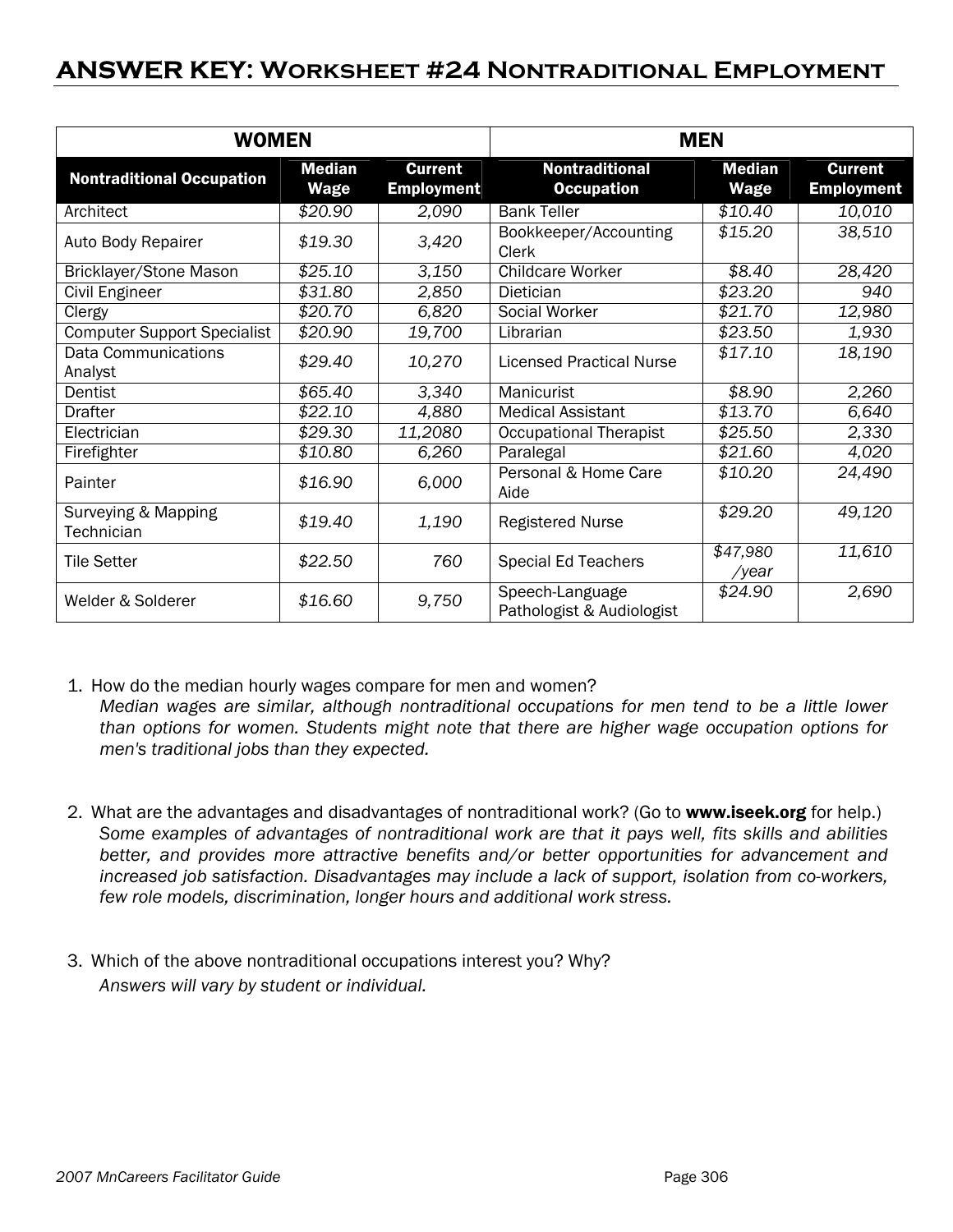# ANSWER KEY: Worksheet #24 Nontraditional Employment

| WOMEN | | | MEN | | |
|---|---|---|---|---|---|
| **Nontraditional Occupation** | **Median Wage** | **Current Employment** | **Nontraditional Occupation** | **Median Wage** | **Current Employment** |
| Architect | *$20.90* | *2,090* | Bank Teller | *$10.40* | *10,010* |
| Auto Body Repairer | *$19.30* | *3,420* | Bookkeeper/Accounting Clerk | *$15.20* | *38,510* |
| Bricklayer/Stone Mason | *$25.10* | *3,150* | Childcare Worker | *$8.40* | *28,420* |
| Civil Engineer | *$31.80* | *2,850* | Dietician | *$23.20* | *940* |
| Clergy | *$20.70* | *6,820* | Social Worker | *$21.70* | *12,980* |
| Computer Support Specialist | *$20.90* | *19,700* | Librarian | *$23.50* | *1,930* |
| Data Communications Analyst | *$29.40* | *10,270* | Licensed Practical Nurse | *$17.10* | *18,190* |
| Dentist | *$65.40* | *3,340* | Manicurist | *$8.90* | *2,260* |
| Drafter | *$22.10* | *4,880* | Medical Assistant | *$13.70* | *6,640* |
| Electrician | *$29.30* | *11,2080* | Occupational Therapist | *$25.50* | *2,330* |
| Firefighter | *$10.80* | *6,260* | Paralegal | *$21.60* | *4,020* |
| Painter | *$16.90* | *6,000* | Personal & Home Care Aide | *$10.20* | *24,490* |
| Surveying & Mapping Technician | *$19.40* | *1,190* | Registered Nurse | *$29.20* | *49,120* |
| Tile Setter | *$22.50* | *760* | Special Ed Teachers | *$47,980 /year* | *11,610* |
| Welder & Solderer | *$16.60* | *9,750* | Speech-Language Pathologist & Audiologist | *$24.90* | *2,690* |

1. How do the median hourly wages compare for men and women?
   *Median wages are similar, although nontraditional occupations for men tend to be a little lower than options for women. Students might note that there are higher wage occupation options for men's traditional jobs than they expected.*

2. What are the advantages and disadvantages of nontraditional work? (Go to **www.iseek.org** for help.)
   *Some examples of advantages of nontraditional work are that it pays well, fits skills and abilities better, and provides more attractive benefits and/or better opportunities for advancement and increased job satisfaction. Disadvantages may include a lack of support, isolation from co-workers, few role models, discrimination, longer hours and additional work stress.*

3. Which of the above nontraditional occupations interest you? Why?
   *Answers will vary by student or individual.*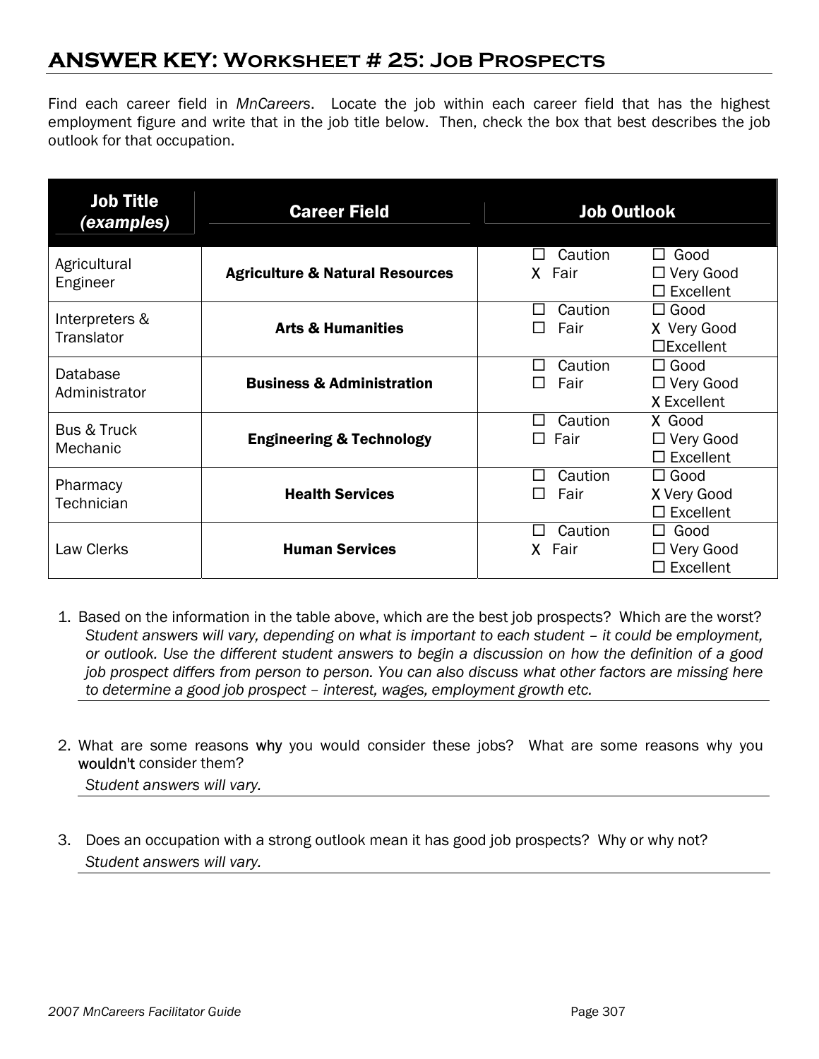# ANSWER KEY: Worksheet # 25: Job Prospects

Find each career field in *MnCareers*. Locate the job within each career field that has the highest employment figure and write that in the job title below. Then, check the box that best describes the job outlook for that occupation.

| **Job Title** *(examples)* | **Career Field** | **Job Outlook** | |
|---|---|---|---|
| Agricultural Engineer | **Agriculture & Natural Resources** | ☐ Caution<br>X Fair | ☐ Good<br>☐ Very Good<br>☐ Excellent |
| Interpreters & Translator | **Arts & Humanities** | ☐ Caution<br>☐ Fair | ☐ Good<br>X Very Good<br>☐ Excellent |
| Database Administrator | **Business & Administration** | ☐ Caution<br>☐ Fair | ☐ Good<br>☐ Very Good<br>X Excellent |
| Bus & Truck Mechanic | **Engineering & Technology** | ☐ Caution<br>☐ Fair | X Good<br>☐ Very Good<br>☐ Excellent |
| Pharmacy Technician | **Health Services** | ☐ Caution<br>☐ Fair | ☐ Good<br>X Very Good<br>☐ Excellent |
| Law Clerks | **Human Services** | ☐ Caution<br>X Fair | ☐ Good<br>☐ Very Good<br>☐ Excellent |

1. Based on the information in the table above, which are the best job prospects? Which are the worst?
   *Student answers will vary, depending on what is important to each student – it could be employment, or outlook. Use the different student answers to begin a discussion on how the definition of a good job prospect differs from person to person. You can also discuss what other factors are missing here to determine a good job prospect – interest, wages, employment growth etc.*

2. What are some reasons why you would consider these jobs? What are some reasons why you wouldn't consider them?
   *Student answers will vary.*

3. Does an occupation with a strong outlook mean it has good job prospects? Why or why not?
   *Student answers will vary.*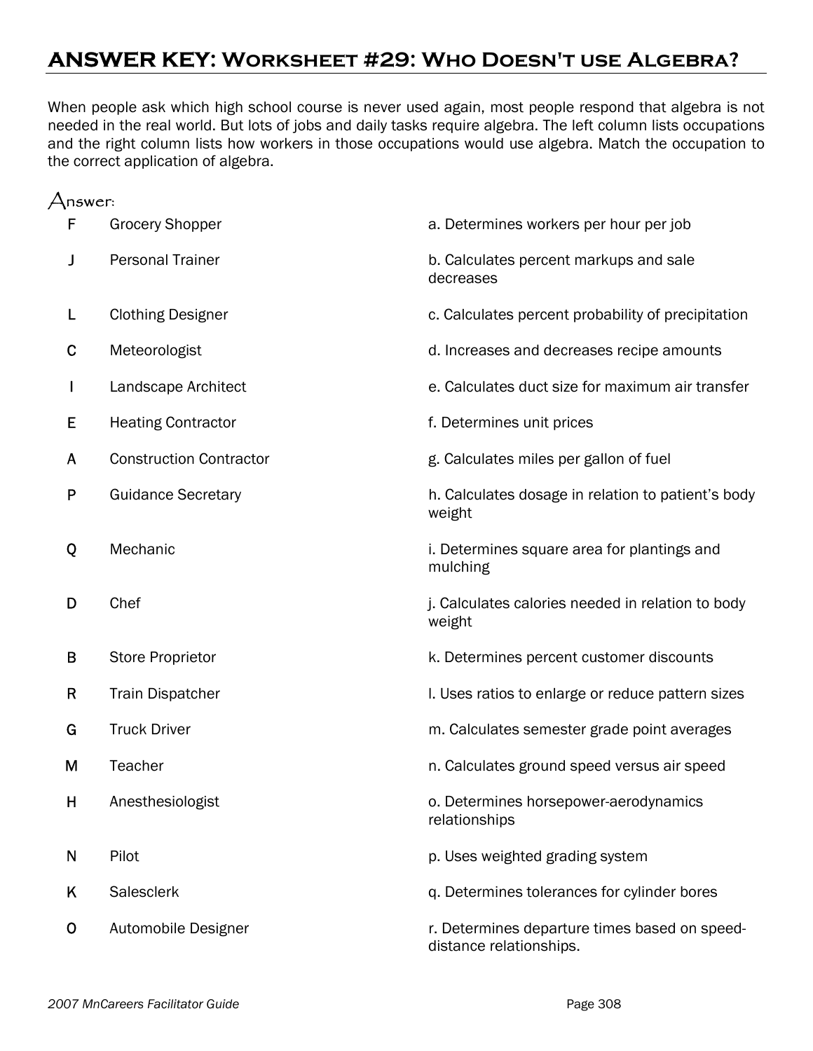# ANSWER KEY: Worksheet #29: Who Doesn't use Algebra?

When people ask which high school course is never used again, most people respond that algebra is not needed in the real world. But lots of jobs and daily tasks require algebra. The left column lists occupations and the right column lists how workers in those occupations would use algebra. Match the occupation to the correct application of algebra.

Answer:

| Answer | Occupation | Application |
|---|---|---|
| F | Grocery Shopper | a. Determines workers per hour per job |
| J | Personal Trainer | b. Calculates percent markups and sale decreases |
| L | Clothing Designer | c. Calculates percent probability of precipitation |
| C | Meteorologist | d. Increases and decreases recipe amounts |
| I | Landscape Architect | e. Calculates duct size for maximum air transfer |
| E | Heating Contractor | f. Determines unit prices |
| A | Construction Contractor | g. Calculates miles per gallon of fuel |
| P | Guidance Secretary | h. Calculates dosage in relation to patient's body weight |
| Q | Mechanic | i. Determines square area for plantings and mulching |
| D | Chef | j. Calculates calories needed in relation to body weight |
| B | Store Proprietor | k. Determines percent customer discounts |
| R | Train Dispatcher | l. Uses ratios to enlarge or reduce pattern sizes |
| G | Truck Driver | m. Calculates semester grade point averages |
| M | Teacher | n. Calculates ground speed versus air speed |
| H | Anesthesiologist | o. Determines horsepower-aerodynamics relationships |
| N | Pilot | p. Uses weighted grading system |
| K | Salesclerk | q. Determines tolerances for cylinder bores |
| O | Automobile Designer | r. Determines departure times based on speed-distance relationships. |

*2007 MnCareers Facilitator Guide*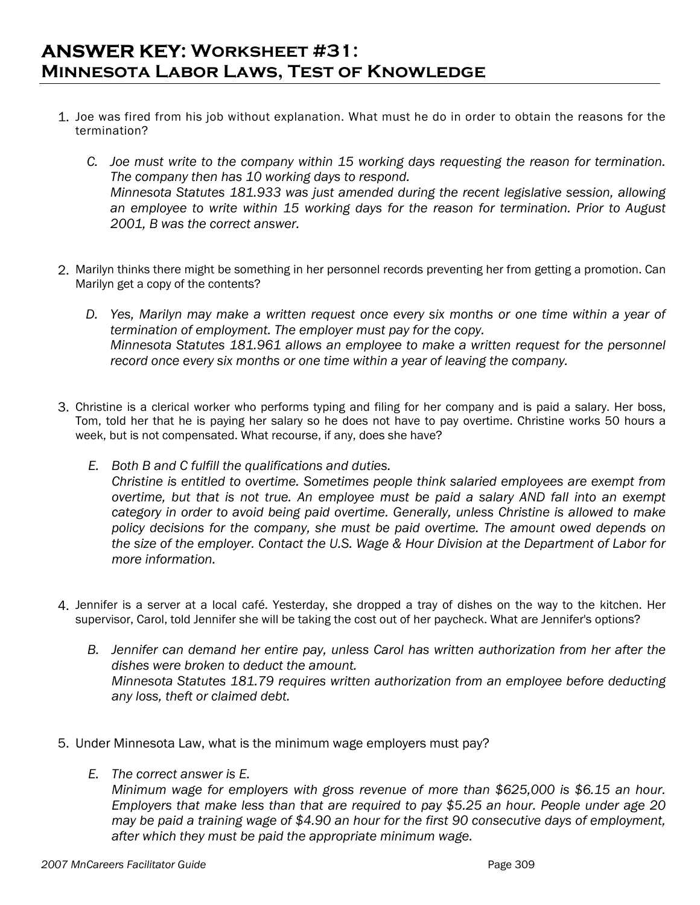# ANSWER KEY: Worksheet #31: Minnesota Labor Laws, Test of Knowledge

1. Joe was fired from his job without explanation. What must he do in order to obtain the reasons for the termination?

   C. *Joe must write to the company within 15 working days requesting the reason for termination. The company then has 10 working days to respond.*
   *Minnesota Statutes 181.933 was just amended during the recent legislative session, allowing an employee to write within 15 working days for the reason for termination. Prior to August 2001, B was the correct answer.*

2. Marilyn thinks there might be something in her personnel records preventing her from getting a promotion. Can Marilyn get a copy of the contents?

   D. *Yes, Marilyn may make a written request once every six months or one time within a year of termination of employment. The employer must pay for the copy.*
   *Minnesota Statutes 181.961 allows an employee to make a written request for the personnel record once every six months or one time within a year of leaving the company.*

3. Christine is a clerical worker who performs typing and filing for her company and is paid a salary. Her boss, Tom, told her that he is paying her salary so he does not have to pay overtime. Christine works 50 hours a week, but is not compensated. What recourse, if any, does she have?

   E. *Both B and C fulfill the qualifications and duties.*
   *Christine is entitled to overtime. Sometimes people think salaried employees are exempt from overtime, but that is not true. An employee must be paid a salary AND fall into an exempt category in order to avoid being paid overtime. Generally, unless Christine is allowed to make policy decisions for the company, she must be paid overtime. The amount owed depends on the size of the employer. Contact the U.S. Wage & Hour Division at the Department of Labor for more information.*

4. Jennifer is a server at a local café. Yesterday, she dropped a tray of dishes on the way to the kitchen. Her supervisor, Carol, told Jennifer she will be taking the cost out of her paycheck. What are Jennifer's options?

   B. *Jennifer can demand her entire pay, unless Carol has written authorization from her after the dishes were broken to deduct the amount.*
   *Minnesota Statutes 181.79 requires written authorization from an employee before deducting any loss, theft or claimed debt.*

5. Under Minnesota Law, what is the minimum wage employers must pay?

   E. *The correct answer is E.*
   *Minimum wage for employers with gross revenue of more than $625,000 is $6.15 an hour. Employers that make less than that are required to pay $5.25 an hour. People under age 20 may be paid a training wage of $4.90 an hour for the first 90 consecutive days of employment, after which they must be paid the appropriate minimum wage.*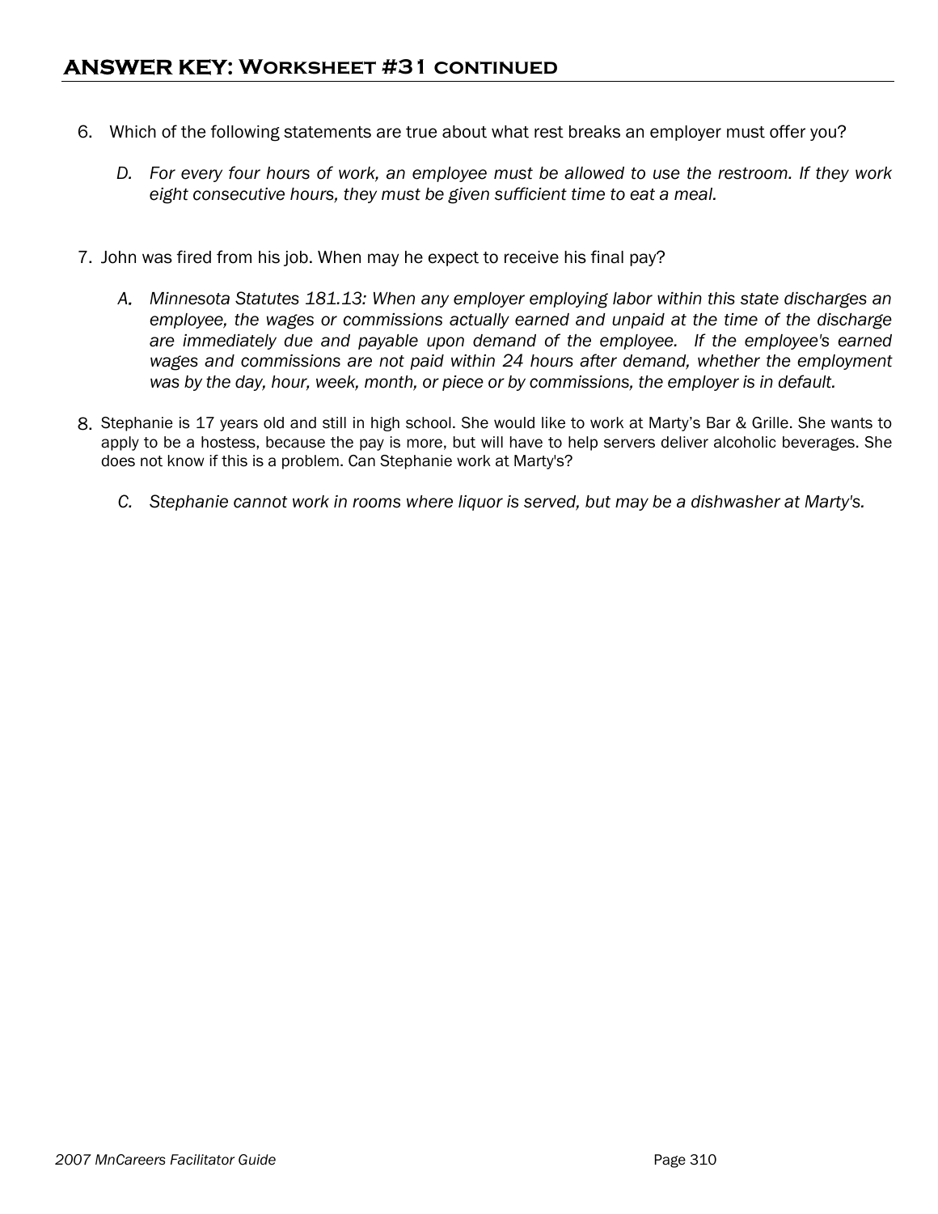## ANSWER KEY: Worksheet #31 continued

6. Which of the following statements are true about what rest breaks an employer must offer you?

   *D. For every four hours of work, an employee must be allowed to use the restroom. If they work eight consecutive hours, they must be given sufficient time to eat a meal.*

7. John was fired from his job. When may he expect to receive his final pay?

   *A. Minnesota Statutes 181.13: When any employer employing labor within this state discharges an employee, the wages or commissions actually earned and unpaid at the time of the discharge are immediately due and payable upon demand of the employee. If the employee's earned wages and commissions are not paid within 24 hours after demand, whether the employment was by the day, hour, week, month, or piece or by commissions, the employer is in default.*

8. Stephanie is 17 years old and still in high school. She would like to work at Marty's Bar & Grille. She wants to apply to be a hostess, because the pay is more, but will have to help servers deliver alcoholic beverages. She does not know if this is a problem. Can Stephanie work at Marty's?

   *C. Stephanie cannot work in rooms where liquor is served, but may be a dishwasher at Marty's.*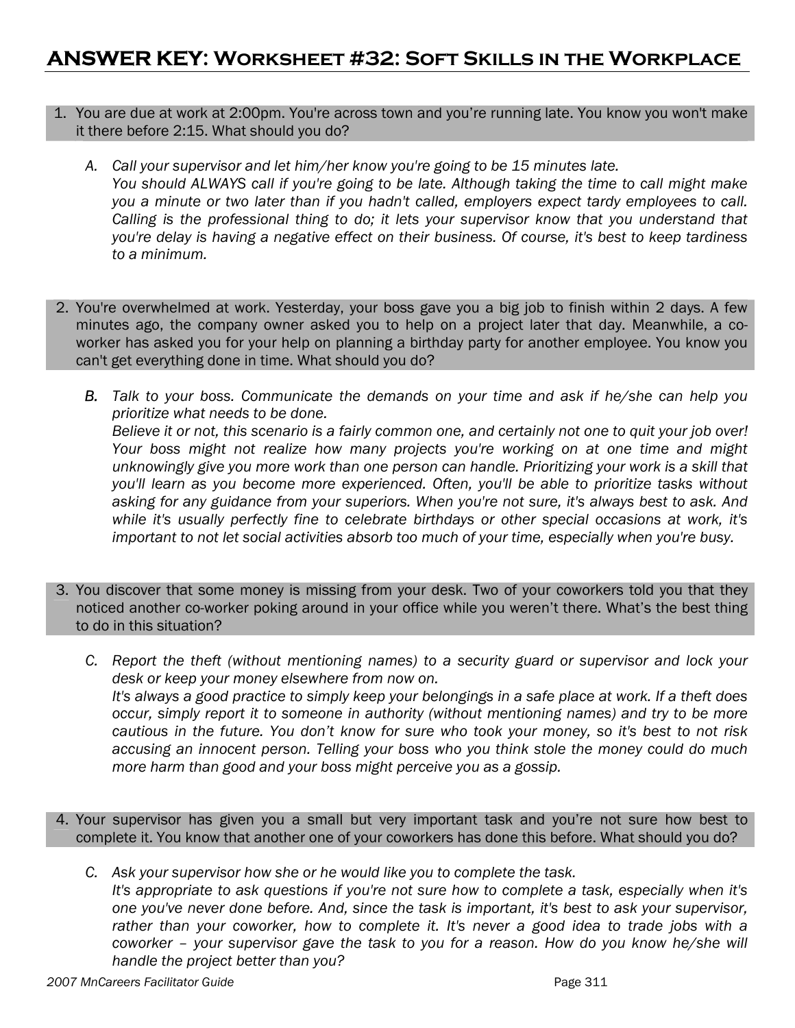# ANSWER KEY: Worksheet #32: Soft Skills in the Workplace

1. You are due at work at 2:00pm. You're across town and you're running late. You know you won't make it there before 2:15. What should you do?

   A. *Call your supervisor and let him/her know you're going to be 15 minutes late.*
   *You should ALWAYS call if you're going to be late. Although taking the time to call might make you a minute or two later than if you hadn't called, employers expect tardy employees to call. Calling is the professional thing to do; it lets your supervisor know that you understand that you're delay is having a negative effect on their business. Of course, it's best to keep tardiness to a minimum.*

2. You're overwhelmed at work. Yesterday, your boss gave you a big job to finish within 2 days. A few minutes ago, the company owner asked you to help on a project later that day. Meanwhile, a co-worker has asked you for your help on planning a birthday party for another employee. You know you can't get everything done in time. What should you do?

   B. *Talk to your boss. Communicate the demands on your time and ask if he/she can help you prioritize what needs to be done.*
   *Believe it or not, this scenario is a fairly common one, and certainly not one to quit your job over! Your boss might not realize how many projects you're working on at one time and might unknowingly give you more work than one person can handle. Prioritizing your work is a skill that you'll learn as you become more experienced. Often, you'll be able to prioritize tasks without asking for any guidance from your superiors. When you're not sure, it's always best to ask. And while it's usually perfectly fine to celebrate birthdays or other special occasions at work, it's important to not let social activities absorb too much of your time, especially when you're busy.*

3. You discover that some money is missing from your desk. Two of your coworkers told you that they noticed another co-worker poking around in your office while you weren't there. What's the best thing to do in this situation?

   C. *Report the theft (without mentioning names) to a security guard or supervisor and lock your desk or keep your money elsewhere from now on.*
   *It's always a good practice to simply keep your belongings in a safe place at work. If a theft does occur, simply report it to someone in authority (without mentioning names) and try to be more cautious in the future. You don't know for sure who took your money, so it's best to not risk accusing an innocent person. Telling your boss who you think stole the money could do much more harm than good and your boss might perceive you as a gossip.*

4. Your supervisor has given you a small but very important task and you're not sure how best to complete it. You know that another one of your coworkers has done this before. What should you do?

   C. *Ask your supervisor how she or he would like you to complete the task.*
   *It's appropriate to ask questions if you're not sure how to complete a task, especially when it's one you've never done before. And, since the task is important, it's best to ask your supervisor, rather than your coworker, how to complete it. It's never a good idea to trade jobs with a coworker – your supervisor gave the task to you for a reason. How do you know he/she will handle the project better than you?*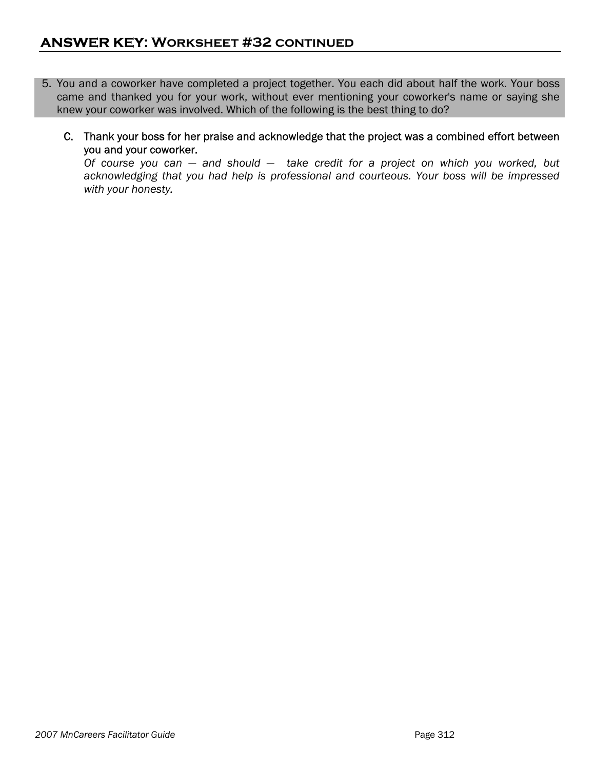## ANSWER KEY: Worksheet #32 continued

5. You and a coworker have completed a project together. You each did about half the work. Your boss came and thanked you for your work, without ever mentioning your coworker's name or saying she knew your coworker was involved. Which of the following is the best thing to do?

   C. Thank your boss for her praise and acknowledge that the project was a combined effort between you and your coworker.
   *Of course you can — and should — take credit for a project on which you worked, but acknowledging that you had help is professional and courteous. Your boss will be impressed with your honesty.*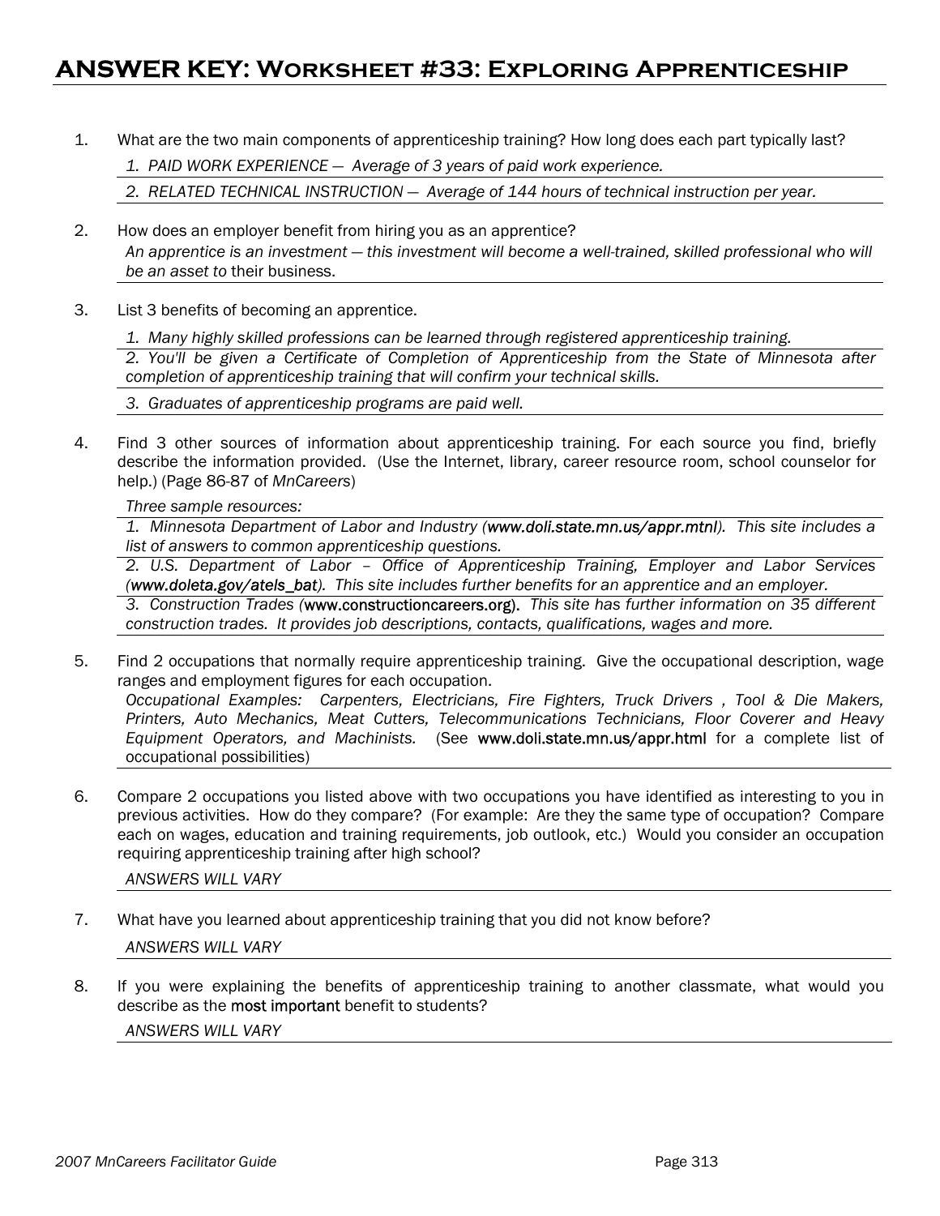# ANSWER KEY: Worksheet #33: Exploring Apprenticeship

1. What are the two main components of apprenticeship training? How long does each part typically last?

   *1. PAID WORK EXPERIENCE — Average of 3 years of paid work experience.*

   *2. RELATED TECHNICAL INSTRUCTION — Average of 144 hours of technical instruction per year.*

2. How does an employer benefit from hiring you as an apprentice?

   *An apprentice is an investment — this investment will become a well-trained, skilled professional who will be an asset to* their business.

3. List 3 benefits of becoming an apprentice.

   *1. Many highly skilled professions can be learned through registered apprenticeship training.*

   *2. You'll be given a Certificate of Completion of Apprenticeship from the State of Minnesota after completion of apprenticeship training that will confirm your technical skills.*

   *3. Graduates of apprenticeship programs are paid well.*

4. Find 3 other sources of information about apprenticeship training. For each source you find, briefly describe the information provided. (Use the Internet, library, career resource room, school counselor for help.) (Page 86-87 of *MnCareers*)

   *Three sample resources:*

   *1. Minnesota Department of Labor and Industry (*www.doli.state.mn.us/appr.mtnl*). This site includes a list of answers to common apprenticeship questions.*

   *2. U.S. Department of Labor – Office of Apprenticeship Training, Employer and Labor Services (*www.doleta.gov/atels_bat*). This site includes further benefits for an apprentice and an employer.*

   *3. Construction Trades (*www.constructioncareers.org). *This site has further information on 35 different construction trades. It provides job descriptions, contacts, qualifications, wages and more.*

5. Find 2 occupations that normally require apprenticeship training. Give the occupational description, wage ranges and employment figures for each occupation.

   *Occupational Examples: Carpenters, Electricians, Fire Fighters, Truck Drivers , Tool & Die Makers, Printers, Auto Mechanics, Meat Cutters, Telecommunications Technicians, Floor Coverer and Heavy Equipment Operators, and Machinists.* (See www.doli.state.mn.us/appr.html for a complete list of occupational possibilities)

6. Compare 2 occupations you listed above with two occupations you have identified as interesting to you in previous activities. How do they compare? (For example: Are they the same type of occupation? Compare each on wages, education and training requirements, job outlook, etc.) Would you consider an occupation requiring apprenticeship training after high school?

   *ANSWERS WILL VARY*

7. What have you learned about apprenticeship training that you did not know before?

   *ANSWERS WILL VARY*

8. If you were explaining the benefits of apprenticeship training to another classmate, what would you describe as the most important benefit to students?

   *ANSWERS WILL VARY*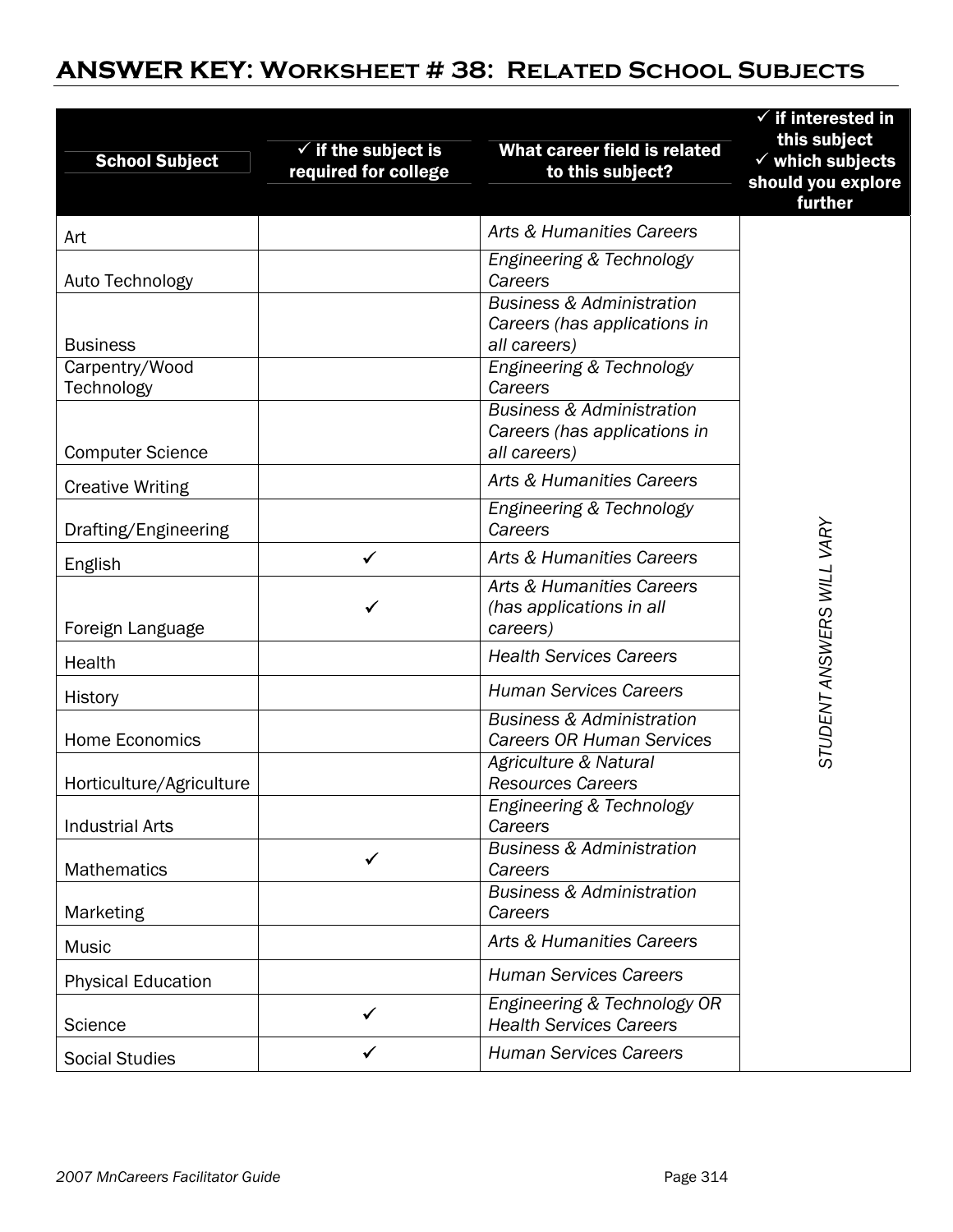# ANSWER KEY: Worksheet # 38: Related School Subjects

| School Subject | ✓ if the subject is required for college | What career field is related to this subject? | ✓ if interested in this subject ✓ which subjects should you explore further |
|---|---|---|---|
| Art | | *Arts & Humanities Careers* | *STUDENT ANSWERS WILL VARY* |
| Auto Technology | | *Engineering & Technology Careers* | |
| Business | | *Business & Administration Careers (has applications in all careers)* | |
| Carpentry/Wood Technology | | *Engineering & Technology Careers* | |
| Computer Science | | *Business & Administration Careers (has applications in all careers)* | |
| Creative Writing | | *Arts & Humanities Careers* | |
| Drafting/Engineering | | *Engineering & Technology Careers* | |
| English | ✓ | *Arts & Humanities Careers* | |
| Foreign Language | ✓ | *Arts & Humanities Careers (has applications in all careers)* | |
| Health | | *Health Services Careers* | |
| History | | *Human Services Careers* | |
| Home Economics | | *Business & Administration Careers OR Human Services* | |
| Horticulture/Agriculture | | *Agriculture & Natural Resources Careers* | |
| Industrial Arts | | *Engineering & Technology Careers* | |
| Mathematics | ✓ | *Business & Administration Careers* | |
| Marketing | | *Business & Administration Careers* | |
| Music | | *Arts & Humanities Careers* | |
| Physical Education | | *Human Services Careers* | |
| Science | ✓ | *Engineering & Technology OR Health Services Careers* | |
| Social Studies | ✓ | *Human Services Careers* | |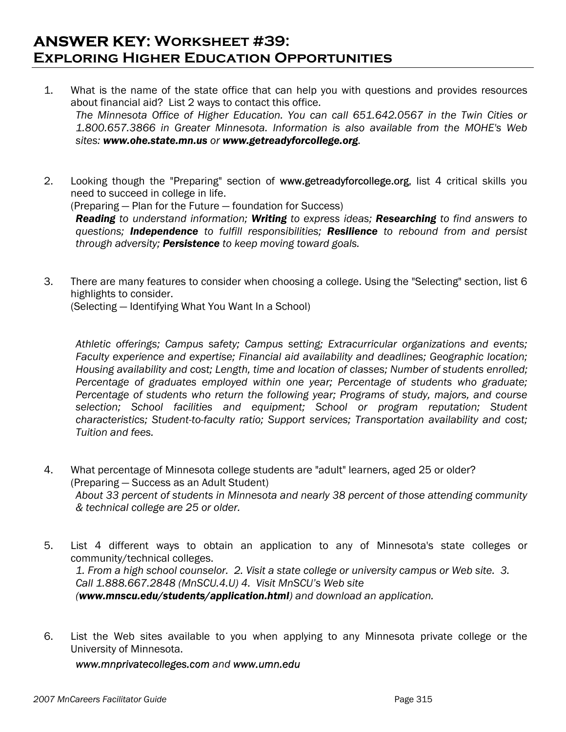# ANSWER KEY: Worksheet #39: Exploring Higher Education Opportunities

1. What is the name of the state office that can help you with questions and provides resources about financial aid? List 2 ways to contact this office.
   *The Minnesota Office of Higher Education. You can call 651.642.0567 in the Twin Cities or 1.800.657.3866 in Greater Minnesota. Information is also available from the MOHE's Web sites:* ***www.ohe.state.mn.us*** *or* ***www.getreadyforcollege.org****.*

2. Looking though the "Preparing" section of **www.getreadyforcollege.org**, list 4 critical skills you need to succeed in college in life.
   (Preparing — Plan for the Future — foundation for Success)
   ***Reading*** *to understand information;* ***Writing*** *to express ideas;* ***Researching*** *to find answers to questions;* ***Independence*** *to fulfill responsibilities;* ***Resilience*** *to rebound from and persist through adversity;* ***Persistence*** *to keep moving toward goals.*

3. There are many features to consider when choosing a college. Using the "Selecting" section, list 6 highlights to consider.
   (Selecting — Identifying What You Want In a School)

   *Athletic offerings; Campus safety; Campus setting; Extracurricular organizations and events; Faculty experience and expertise; Financial aid availability and deadlines; Geographic location; Housing availability and cost; Length, time and location of classes; Number of students enrolled; Percentage of graduates employed within one year; Percentage of students who graduate; Percentage of students who return the following year; Programs of study, majors, and course selection; School facilities and equipment; School or program reputation; Student characteristics; Student-to-faculty ratio; Support services; Transportation availability and cost; Tuition and fees.*

4. What percentage of Minnesota college students are "adult" learners, aged 25 or older?
   (Preparing — Success as an Adult Student)
   *About 33 percent of students in Minnesota and nearly 38 percent of those attending community & technical college are 25 or older.*

5. List 4 different ways to obtain an application to any of Minnesota's state colleges or community/technical colleges.
   *1. From a high school counselor. 2. Visit a state college or university campus or Web site. 3. Call 1.888.667.2848 (MnSCU.4.U) 4. Visit MnSCU's Web site (****www.mnscu.edu/students/application.html****) and download an application.*

6. List the Web sites available to you when applying to any Minnesota private college or the University of Minnesota.
   *www.mnprivatecolleges.com and www.umn.edu*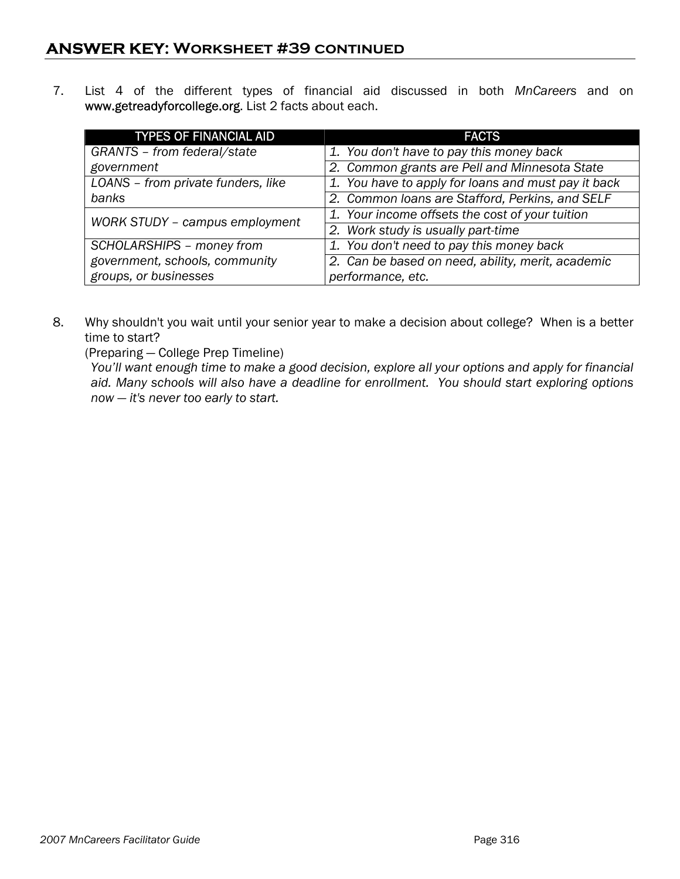## ANSWER KEY: Worksheet #39 continued

7. List 4 of the different types of financial aid discussed in both *MnCareers* and on **www.getreadyforcollege.org**. List 2 facts about each.

| TYPES OF FINANCIAL AID | FACTS |
|---|---|
| *GRANTS – from federal/state government* | *1. You don't have to pay this money back* |
| | *2. Common grants are Pell and Minnesota State* |
| *LOANS – from private funders, like banks* | *1. You have to apply for loans and must pay it back* |
| | *2. Common loans are Stafford, Perkins, and SELF* |
| *WORK STUDY – campus employment* | *1. Your income offsets the cost of your tuition* |
| | *2. Work study is usually part-time* |
| *SCHOLARSHIPS – money from government, schools, community groups, or businesses* | *1. You don't need to pay this money back* |
| | *2. Can be based on need, ability, merit, academic performance, etc.* |

8. Why shouldn't you wait until your senior year to make a decision about college? When is a better time to start?
   (Preparing — College Prep Timeline)
   *You'll want enough time to make a good decision, explore all your options and apply for financial aid. Many schools will also have a deadline for enrollment. You should start exploring options now — it's never too early to start.*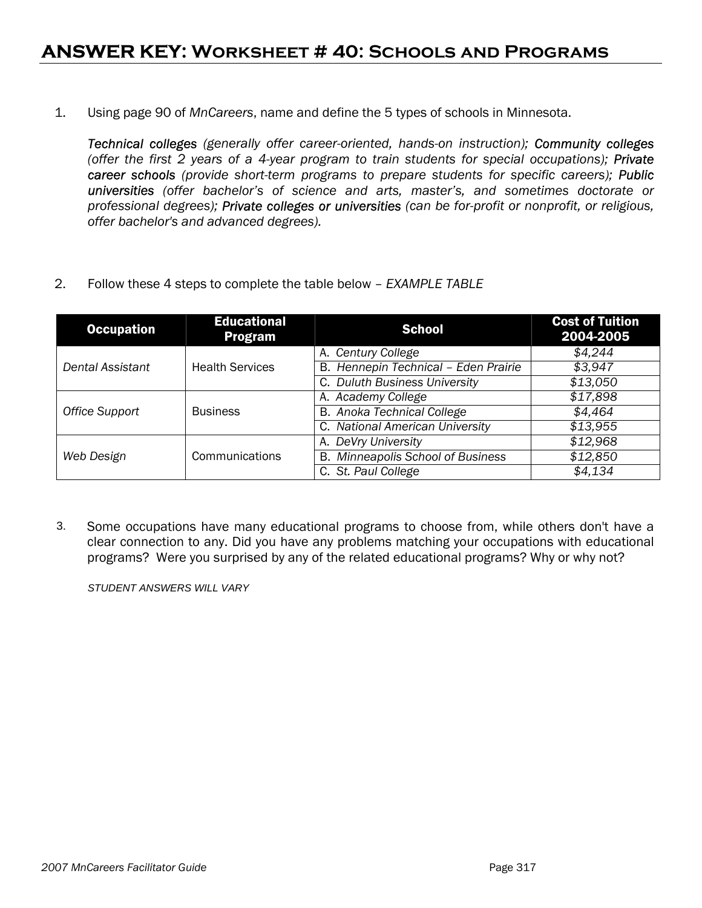# ANSWER KEY: Worksheet # 40: Schools and Programs

1. Using page 90 of *MnCareers*, name and define the 5 types of schools in Minnesota.

   *Technical colleges (generally offer career-oriented, hands-on instruction); Community colleges (offer the first 2 years of a 4-year program to train students for special occupations); Private career schools (provide short-term programs to prepare students for specific careers); Public universities (offer bachelor's of science and arts, master's, and sometimes doctorate or professional degrees); Private colleges or universities (can be for-profit or nonprofit, or religious, offer bachelor's and advanced degrees).*

2. Follow these 4 steps to complete the table below – *EXAMPLE TABLE*

| Occupation | Educational Program | School | Cost of Tuition 2004-2005 |
|---|---|---|---|
| *Dental Assistant* | Health Services | A. *Century College* | *$4,244* |
| | | B. *Hennepin Technical – Eden Prairie* | *$3,947* |
| | | C. *Duluth Business University* | *$13,050* |
| *Office Support* | Business | A. *Academy College* | *$17,898* |
| | | B. *Anoka Technical College* | *$4,464* |
| | | C. *National American University* | *$13,955* |
| *Web Design* | Communications | A. *DeVry University* | *$12,968* |
| | | B. *Minneapolis School of Business* | *$12,850* |
| | | C. *St. Paul College* | *$4,134* |

3. Some occupations have many educational programs to choose from, while others don't have a clear connection to any. Did you have any problems matching your occupations with educational programs? Were you surprised by any of the related educational programs? Why or why not?

   *STUDENT ANSWERS WILL VARY*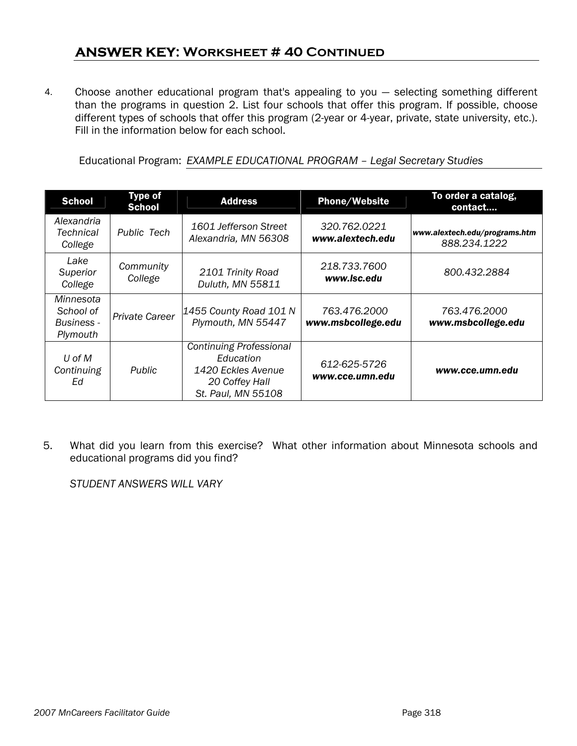## ANSWER KEY: Worksheet # 40 Continued

4. Choose another educational program that's appealing to you — selecting something different than the programs in question 2. List four schools that offer this program. If possible, choose different types of schools that offer this program (2-year or 4-year, private, state university, etc.). Fill in the information below for each school.

Educational Program: *EXAMPLE EDUCATIONAL PROGRAM – Legal Secretary Studies*

| School | Type of School | Address | Phone/Website | To order a catalog, contact.... |
|---|---|---|---|---|
| *Alexandria Technical College* | *Public Tech* | *1601 Jefferson Street Alexandria, MN 56308* | *320.762.0221* ***www.alextech.edu*** | ***www.alextech.edu/programs.htm*** *888.234.1222* |
| *Lake Superior College* | *Community College* | *2101 Trinity Road Duluth, MN 55811* | *218.733.7600* ***www.lsc.edu*** | *800.432.2884* |
| *Minnesota School of Business - Plymouth* | *Private Career* | *1455 County Road 101 N Plymouth, MN 55447* | *763.476.2000* ***www.msbcollege.edu*** | *763.476.2000* ***www.msbcollege.edu*** |
| *U of M Continuing Ed* | *Public* | *Continuing Professional Education 1420 Eckles Avenue 20 Coffey Hall St. Paul, MN 55108* | *612-625-5726* ***www.cce.umn.edu*** | ***www.cce.umn.edu*** |

5. What did you learn from this exercise? What other information about Minnesota schools and educational programs did you find?

   *STUDENT ANSWERS WILL VARY*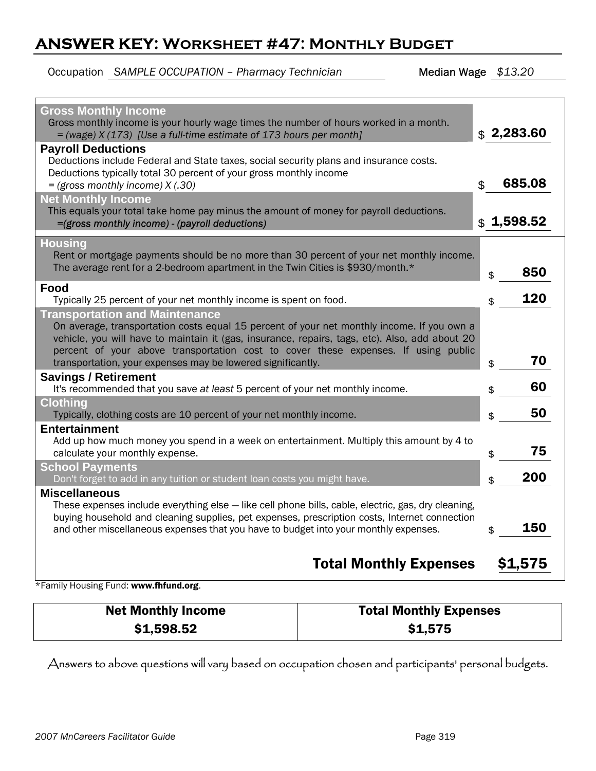# ANSWER KEY: Worksheet #47: Monthly Budget

Occupation *SAMPLE OCCUPATION – Pharmacy Technician* Median Wage *$13.20*

| | |
|---|---|
| **Gross Monthly Income**<br>Gross monthly income is your hourly wage times the number of hours worked in a month.<br>*= (wage) X (173) [Use a full-time estimate of 173 hours per month]* | $ **2,283.60** |
| **Payroll Deductions**<br>Deductions include Federal and State taxes, social security plans and insurance costs. Deductions typically total 30 percent of your gross monthly income<br>*= (gross monthly income) X (.30)* | $ **685.08** |
| **Net Monthly Income**<br>This equals your total take home pay minus the amount of money for payroll deductions.<br>*=(gross monthly income) - (payroll deductions)* | $ **1,598.52** |
| **Housing**<br>Rent or mortgage payments should be no more than 30 percent of your net monthly income. The average rent for a 2-bedroom apartment in the Twin Cities is $930/month.* | $ **850** |
| **Food**<br>Typically 25 percent of your net monthly income is spent on food. | $ **120** |
| **Transportation and Maintenance**<br>On average, transportation costs equal 15 percent of your net monthly income. If you own a vehicle, you will have to maintain it (gas, insurance, repairs, tags, etc). Also, add about 20 percent of your above transportation cost to cover these expenses. If using public transportation, your expenses may be lowered significantly. | $ **70** |
| **Savings / Retirement**<br>It's recommended that you save *at least* 5 percent of your net monthly income. | $ **60** |
| **Clothing**<br>Typically, clothing costs are 10 percent of your net monthly income. | $ **50** |
| **Entertainment**<br>Add up how much money you spend in a week on entertainment. Multiply this amount by 4 to calculate your monthly expense. | $ **75** |
| **School Payments**<br>Don't forget to add in any tuition or student loan costs you might have. | $ **200** |
| **Miscellaneous**<br>These expenses include everything else — like cell phone bills, cable, electric, gas, dry cleaning, buying household and cleaning supplies, pet expenses, prescription costs, Internet connection and other miscellaneous expenses that you have to budget into your monthly expenses. | $ **150** |
| **Total Monthly Expenses** | **$1,575** |

*Family Housing Fund: **www.fhfund.org**.

| Net Monthly Income | Total Monthly Expenses |
|---|---|
| **$1,598.52** | **$1,575** |

Answers to above questions will vary based on occupation chosen and participants' personal budgets.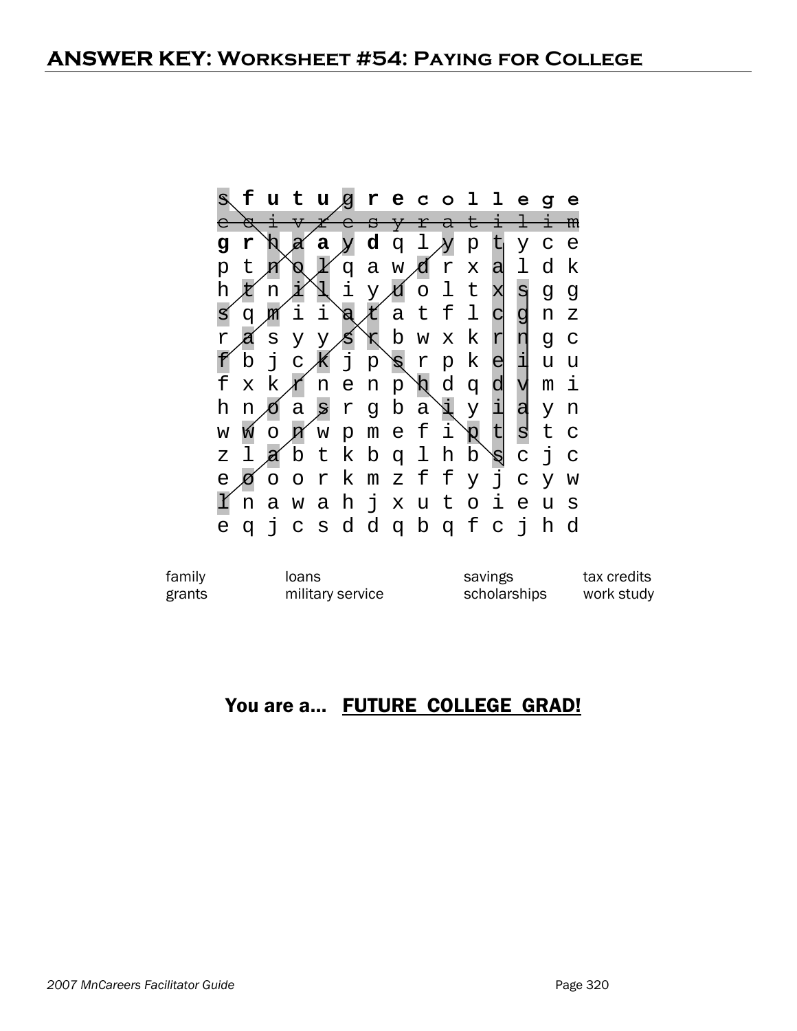# ANSWER KEY: Worksheet #54: Paying for College

```
s f u t u g r e c o l l e g e
e c i v r e s y r a t i l i m
g r h a a y d q l y p t y c e
p t n o l q a w d r x a l d k
h t n i l i y u o l t x s g g
s q m i i a t a t f l c g n z
r a s y y s r b w x k r n g c
f b j c k j p s r p k e i u u
f x k r n e n p h d q d v m i
h n o a s r g b a i y i a y n
w w o n w p m e f i p t s t c
z l a b t k b q l h b s c j c
e o o o r k m z f f y j c y w
l n a w a h j x u t o i e u s
e q j c s d d q b q f c j h d
```

| | | | |
|---|---|---|---|
| family | loans | savings | tax credits |
| grants | military service | scholarships | work study |

**You are a... FUTURE COLLEGE GRAD!**

*2007 MnCareers Facilitator Guide*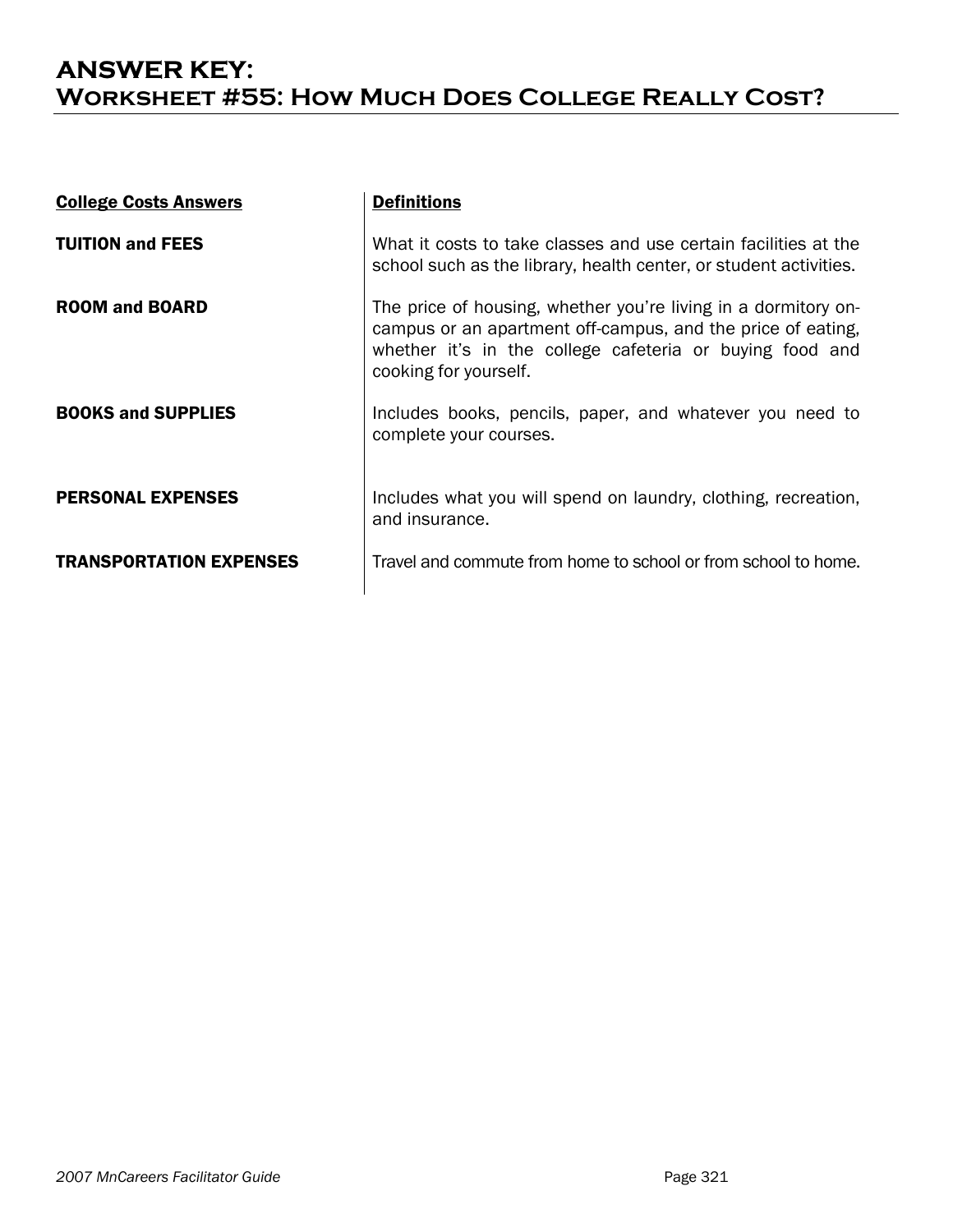# ANSWER KEY:
## Worksheet #55: How Much Does College Really Cost?

| College Costs Answers | Definitions |
| --- | --- |
| **TUITION and FEES** | What it costs to take classes and use certain facilities at the school such as the library, health center, or student activities. |
| **ROOM and BOARD** | The price of housing, whether you're living in a dormitory on-campus or an apartment off-campus, and the price of eating, whether it's in the college cafeteria or buying food and cooking for yourself. |
| **BOOKS and SUPPLIES** | Includes books, pencils, paper, and whatever you need to complete your courses. |
| **PERSONAL EXPENSES** | Includes what you will spend on laundry, clothing, recreation, and insurance. |
| **TRANSPORTATION EXPENSES** | Travel and commute from home to school or from school to home. |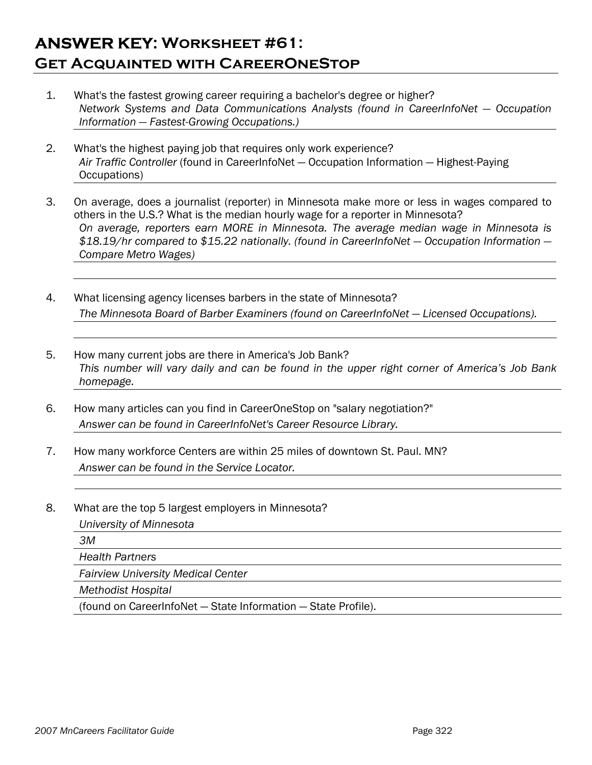# ANSWER KEY: Worksheet #61: Get Acquainted with CareerOneStop

1. What's the fastest growing career requiring a bachelor's degree or higher?
   *Network Systems and Data Communications Analysts (found in CareerInfoNet — Occupation Information — Fastest-Growing Occupations.)*

2. What's the highest paying job that requires only work experience?
   *Air Traffic Controller* (found in CareerInfoNet — Occupation Information — Highest-Paying Occupations)

3. On average, does a journalist (reporter) in Minnesota make more or less in wages compared to others in the U.S.? What is the median hourly wage for a reporter in Minnesota?
   *On average, reporters earn MORE in Minnesota. The average median wage in Minnesota is $18.19/hr compared to $15.22 nationally. (found in CareerInfoNet — Occupation Information — Compare Metro Wages)*

4. What licensing agency licenses barbers in the state of Minnesota?
   *The Minnesota Board of Barber Examiners (found on CareerInfoNet — Licensed Occupations).*

5. How many current jobs are there in America's Job Bank?
   *This number will vary daily and can be found in the upper right corner of America's Job Bank homepage.*

6. How many articles can you find in CareerOneStop on "salary negotiation?"
   *Answer can be found in CareerInfoNet's Career Resource Library.*

7. How many workforce Centers are within 25 miles of downtown St. Paul. MN?
   *Answer can be found in the Service Locator.*

8. What are the top 5 largest employers in Minnesota?
   *University of Minnesota*
   *3M*
   *Health Partners*
   *Fairview University Medical Center*
   *Methodist Hospital*
   (found on CareerInfoNet — State Information — State Profile).